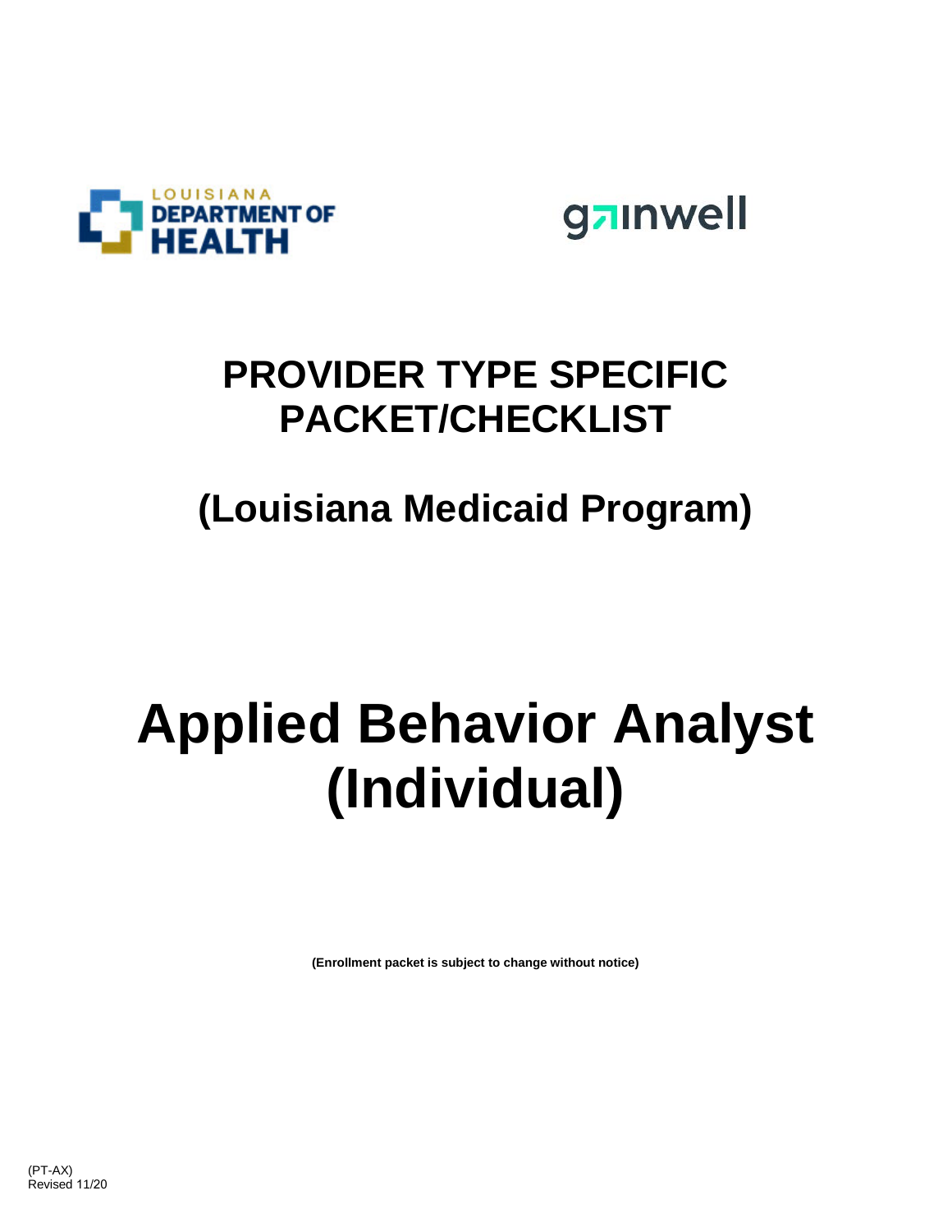LOUISIANA DEPARTMENT OF HEALTH

gainwell

# PROVIDER TYPE SPECIFIC PACKET/CHECKLIST

## (Louisiana Medicaid Program)

# Applied Behavior Analyst (Individual)

**(Enrollment packet is subject to change without notice)**

(PT-AX)
Revised 11/20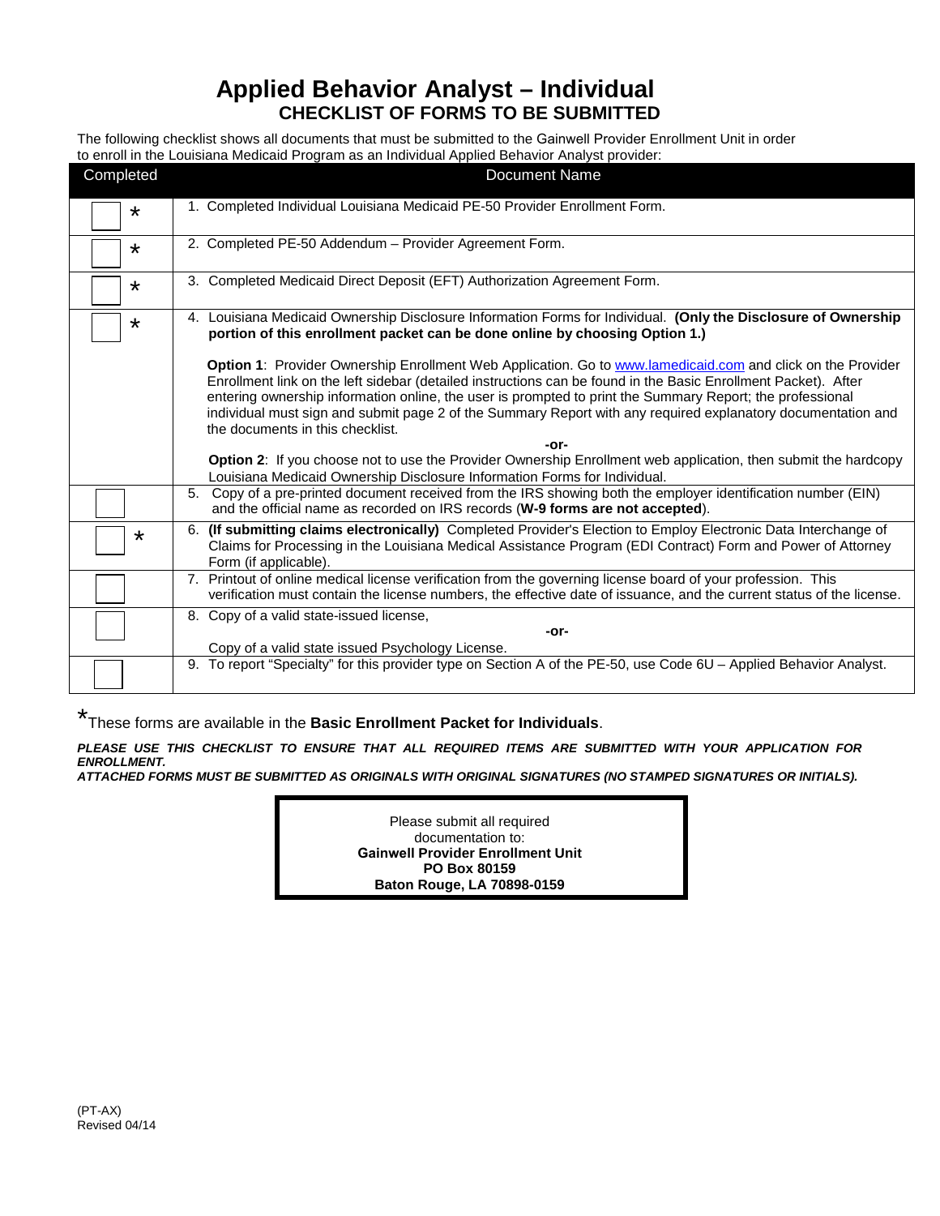# Applied Behavior Analyst – Individual

## CHECKLIST OF FORMS TO BE SUBMITTED

The following checklist shows all documents that must be submitted to the Gainwell Provider Enrollment Unit in order to enroll in the Louisiana Medicaid Program as an Individual Applied Behavior Analyst provider:

| Completed | Document Name |
|---|---|
| ☐ * | 1. Completed Individual Louisiana Medicaid PE-50 Provider Enrollment Form. |
| ☐ * | 2. Completed PE-50 Addendum – Provider Agreement Form. |
| ☐ * | 3. Completed Medicaid Direct Deposit (EFT) Authorization Agreement Form. |
| ☐ * | 4. Louisiana Medicaid Ownership Disclosure Information Forms for Individual. **(Only the Disclosure of Ownership portion of this enrollment packet can be done online by choosing Option 1.)**<br><br>**Option 1**: Provider Ownership Enrollment Web Application. Go to www.lamedicaid.com and click on the Provider Enrollment link on the left sidebar (detailed instructions can be found in the Basic Enrollment Packet). After entering ownership information online, the user is prompted to print the Summary Report; the professional individual must sign and submit page 2 of the Summary Report with any required explanatory documentation and the documents in this checklist.<br>**-or-**<br>**Option 2**: If you choose not to use the Provider Ownership Enrollment web application, then submit the hardcopy Louisiana Medicaid Ownership Disclosure Information Forms for Individual. |
| ☐ | 5. Copy of a pre-printed document received from the IRS showing both the employer identification number (EIN) and the official name as recorded on IRS records (**W-9 forms are not accepted**). |
| ☐ * | 6. **(If submitting claims electronically)** Completed Provider's Election to Employ Electronic Data Interchange of Claims for Processing in the Louisiana Medical Assistance Program (EDI Contract) Form and Power of Attorney Form (if applicable). |
| ☐ | 7. Printout of online medical license verification from the governing license board of your profession. This verification must contain the license numbers, the effective date of issuance, and the current status of the license. |
| ☐ | 8. Copy of a valid state-issued license,<br>**-or-**<br>Copy of a valid state issued Psychology License. |
| ☐ | 9. To report "Specialty" for this provider type on Section A of the PE-50, use Code 6U – Applied Behavior Analyst. |

*These forms are available in the **Basic Enrollment Packet for Individuals**.

***PLEASE USE THIS CHECKLIST TO ENSURE THAT ALL REQUIRED ITEMS ARE SUBMITTED WITH YOUR APPLICATION FOR ENROLLMENT.***

***ATTACHED FORMS MUST BE SUBMITTED AS ORIGINALS WITH ORIGINAL SIGNATURES (NO STAMPED SIGNATURES OR INITIALS).***

Please submit all required documentation to:
**Gainwell Provider Enrollment Unit**
**PO Box 80159**
**Baton Rouge, LA 70898-0159**

(PT-AX)
Revised 04/14